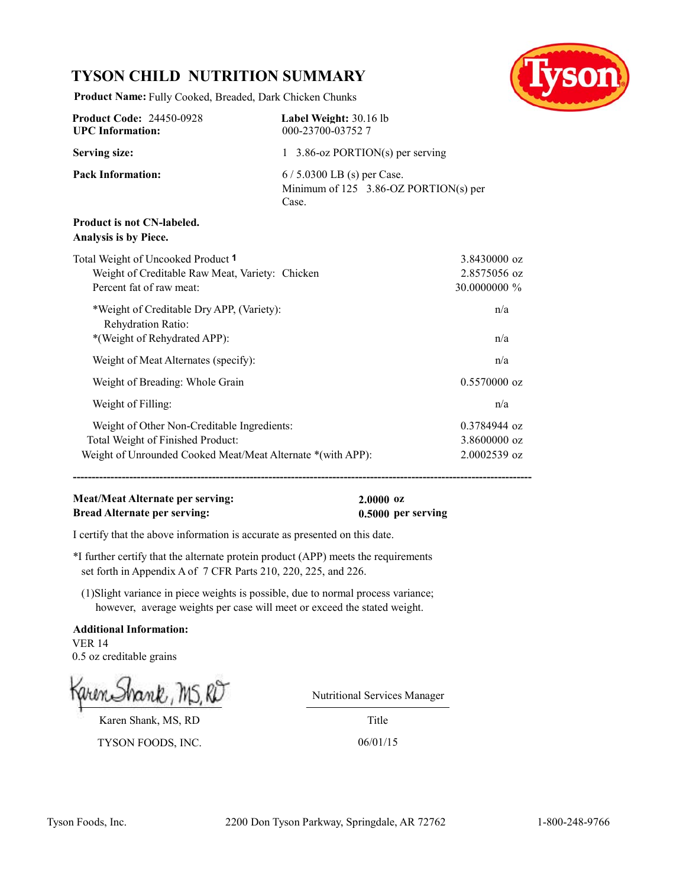# TYSON CHILD NUTRITION SUMMARY

**Product Name:** Fully Cooked, Breaded, Dark Chicken Chunks

| | |
|---|---|
| **Product Code:** 24450-0928 | **Label Weight:** 30.16 lb |
| **UPC Information:** | 000-23700-03752 7 |
| **Serving size:** | 1 3.86-oz PORTION(s) per serving |
| **Pack Information:** | 6 / 5.0300 LB (s) per Case. Minimum of 125 3.86-OZ PORTION(s) per Case. |

**Product is not CN-labeled.**
**Analysis is by Piece.**

| | |
|---|---|
| Total Weight of Uncooked Product 1 | 3.8430000 oz |
| Weight of Creditable Raw Meat, Variety: Chicken | 2.8575056 oz |
| Percent fat of raw meat: | 30.0000000 % |
| *Weight of Creditable Dry APP, (Variety): | n/a |
| Rehydration Ratio: | |
| *(Weight of Rehydrated APP): | n/a |
| Weight of Meat Alternates (specify): | n/a |
| Weight of Breading: Whole Grain | 0.5570000 oz |
| Weight of Filling: | n/a |
| Weight of Other Non-Creditable Ingredients: | 0.3784944 oz |
| Total Weight of Finished Product: | 3.8600000 oz |
| Weight of Unrounded Cooked Meat/Meat Alternate *(with APP): | 2.0002539 oz |

---

**Meat/Meat Alternate per serving:** **2.0000 oz**
**Bread Alternate per serving:** **0.5000 per serving**

I certify that the above information is accurate as presented on this date.

*I further certify that the alternate protein product (APP) meets the requirements set forth in Appendix A of 7 CFR Parts 210, 220, 225, and 226.

(1)Slight variance in piece weights is possible, due to normal process variance; however, average weights per case will meet or exceed the stated weight.

**Additional Information:**
VER 14
0.5 oz creditable grains

Karen Shank, MS, RD — Nutritional Services Manager
Karen Shank, MS, RD — Title
TYSON FOODS, INC. — 06/01/15

Tyson Foods, Inc. 2200 Don Tyson Parkway, Springdale, AR 72762 1-800-248-9766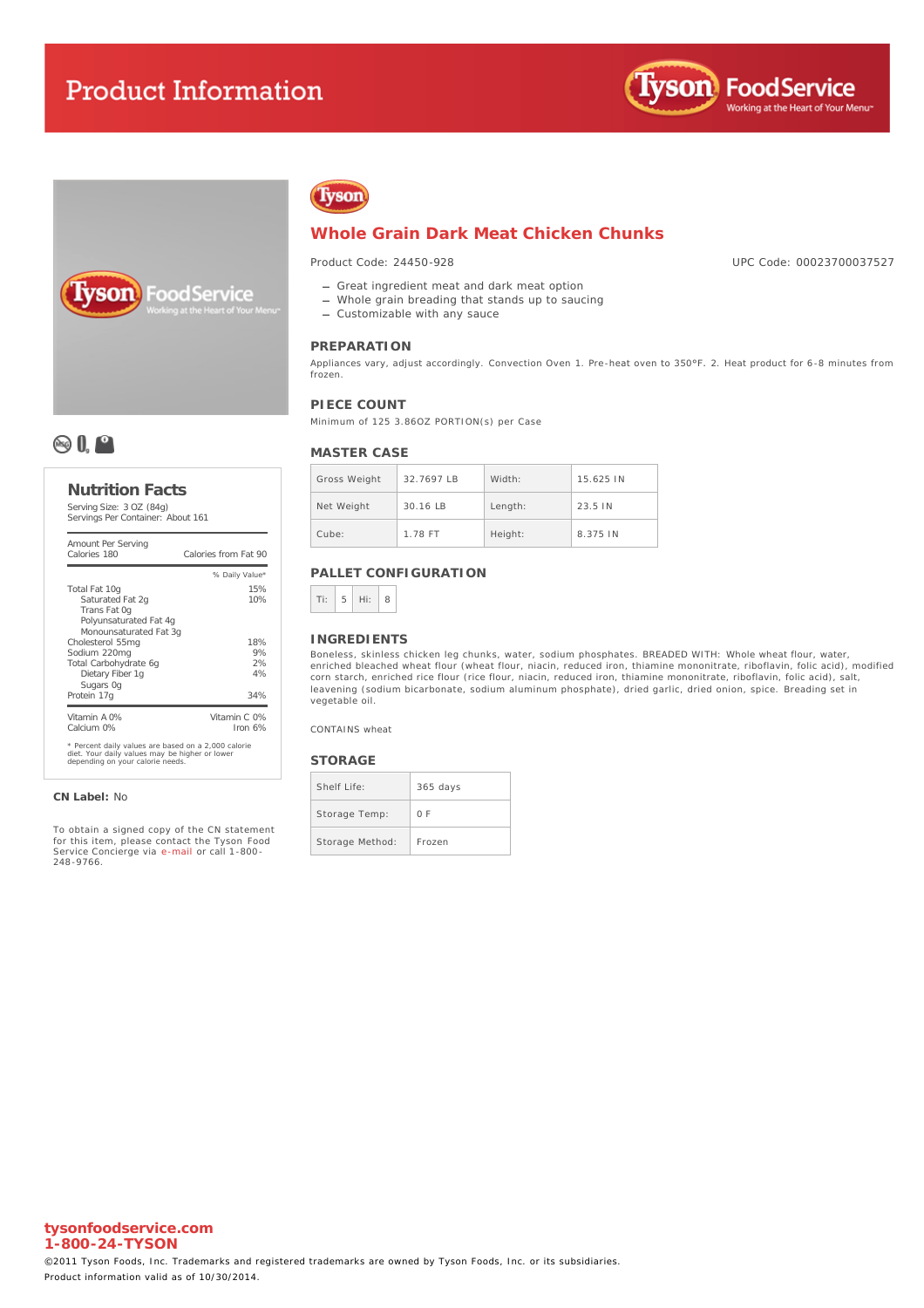# Product Information

Tyson FoodService
Working at the Heart of Your Menu™

## Whole Grain Dark Meat Chicken Chunks

Product Code: 24450-928

UPC Code: 00023700037527

- Great ingredient meat and dark meat option
- Whole grain breading that stands up to saucing
- Customizable with any sauce

### PREPARATION

Appliances vary, adjust accordingly. Convection Oven 1. Pre-heat oven to 350°F. 2. Heat product for 6-8 minutes from frozen.

### PIECE COUNT

Minimum of 125 3.86OZ PORTION(s) per Case

### MASTER CASE

| Gross Weight | 32.7697 LB | Width: | 15.625 IN |
|---|---|---|---|
| Net Weight | 30.16 LB | Length: | 23.5 IN |
| Cube: | 1.78 FT | Height: | 8.375 IN |

### PALLET CONFIGURATION

| Ti: | 5 | Hi: | 8 |
|---|---|---|---|

### INGREDIENTS

Boneless, skinless chicken leg chunks, water, sodium phosphates. BREADED WITH: Whole wheat flour, water, enriched bleached wheat flour (wheat flour, niacin, reduced iron, thiamine mononitrate, riboflavin, folic acid), modified corn starch, enriched rice flour (rice flour, niacin, reduced iron, thiamine mononitrate, riboflavin, folic acid), salt, leavening (sodium bicarbonate, sodium aluminum phosphate), dried garlic, dried onion, spice. Breading set in vegetable oil.

CONTAINS wheat

### STORAGE

| Shelf Life: | 365 days |
|---|---|
| Storage Temp: | 0 F |
| Storage Method: | Frozen |

## Nutrition Facts

Serving Size: 3 OZ (84g)
Servings Per Container: About 161

| Amount Per Serving | |
|---|---|
| Calories 180 | Calories from Fat 90 |
| | % Daily Value* |
| Total Fat 10g | 15% |
| Saturated Fat 2g | 10% |
| Trans Fat 0g | |
| Polyunsaturated Fat 4g | |
| Monounsaturated Fat 3g | |
| Cholesterol 55mg | 18% |
| Sodium 220mg | 9% |
| Total Carbohydrate 6g | 2% |
| Dietary Fiber 1g | 4% |
| Sugars 0g | |
| Protein 17g | 34% |
| Vitamin A 0% | Vitamin C 0% |
| Calcium 0% | Iron 6% |

\* Percent daily values are based on a 2,000 calorie diet. Your daily values may be higher or lower depending on your calorie needs.

**CN Label:** No

To obtain a signed copy of the CN statement for this item, please contact the Tyson Food Service Concierge via e-mail or call 1-800-248-9766.

**tysonfoodservice.com**
**1-800-24-TYSON**

©2011 Tyson Foods, Inc. Trademarks and registered trademarks are owned by Tyson Foods, Inc. or its subsidiaries.
Product information valid as of 10/30/2014.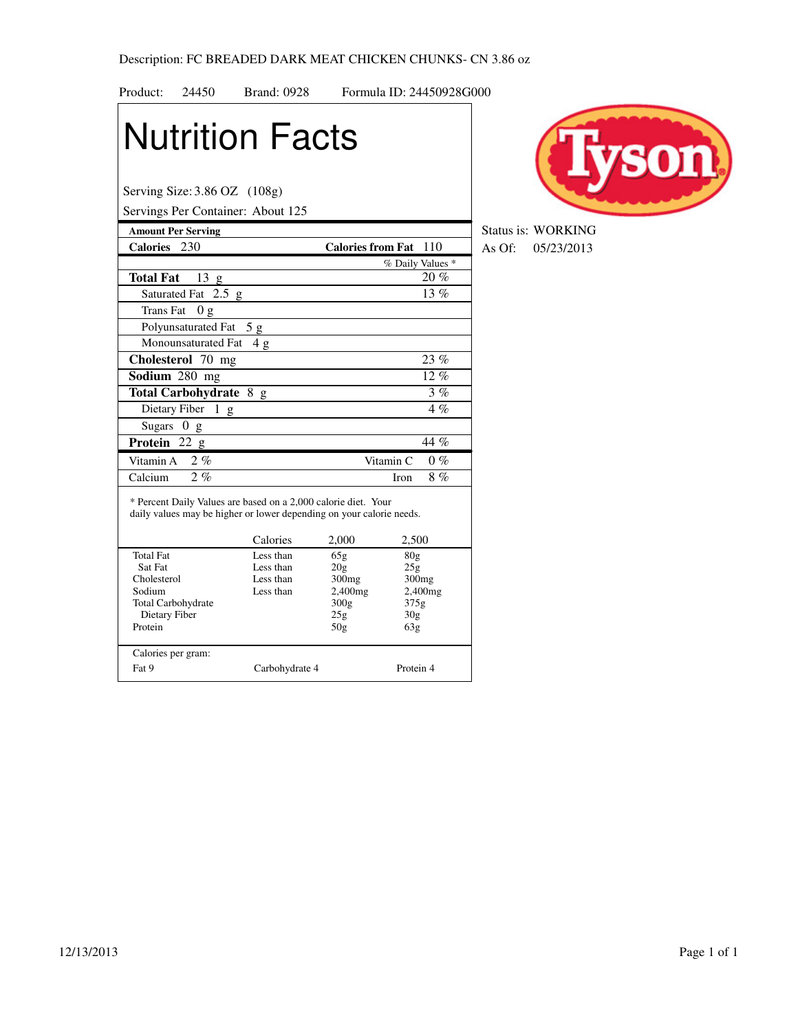Description: FC BREADED DARK MEAT CHICKEN CHUNKS- CN 3.86 oz

Product: 24450 Brand: 0928 Formula ID: 24450928G000

Tyson

Status is: WORKING
As Of: 05/23/2013

# Nutrition Facts

Serving Size: 3.86 OZ (108g)
Servings Per Container: About 125

| Amount Per Serving | |
|---|---|
| **Calories** 230 | **Calories from Fat** 110 |
| | % Daily Values * |
| **Total Fat** 13 g | 20 % |
| Saturated Fat 2.5 g | 13 % |
| Trans Fat 0 g | |
| Polyunsaturated Fat 5 g | |
| Monounsaturated Fat 4 g | |
| **Cholesterol** 70 mg | 23 % |
| **Sodium** 280 mg | 12 % |
| **Total Carbohydrate** 8 g | 3 % |
| Dietary Fiber 1 g | 4 % |
| Sugars 0 g | |
| **Protein** 22 g | 44 % |
| Vitamin A 2 % | Vitamin C 0 % |
| Calcium 2 % | Iron 8 % |

* Percent Daily Values are based on a 2,000 calorie diet. Your daily values may be higher or lower depending on your calorie needs.

| | Calories | 2,000 | 2,500 |
|---|---|---|---|
| Total Fat | Less than | 65g | 80g |
| Sat Fat | Less than | 20g | 25g |
| Cholesterol | Less than | 300mg | 300mg |
| Sodium | Less than | 2,400mg | 2,400mg |
| Total Carbohydrate | | 300g | 375g |
| Dietary Fiber | | 25g | 30g |
| Protein | | 50g | 63g |

Calories per gram:
Fat 9 Carbohydrate 4 Protein 4

12/13/2013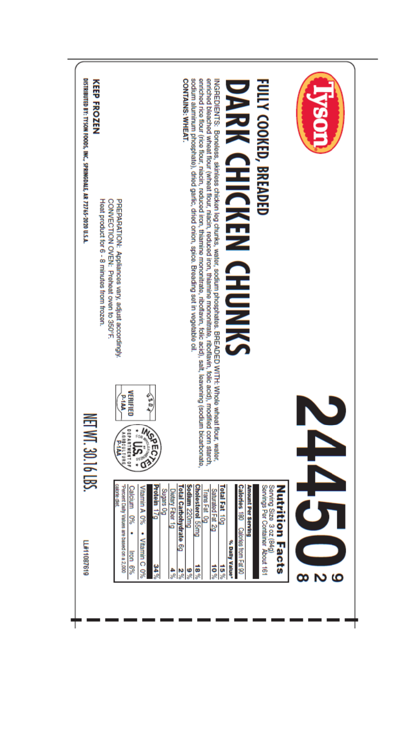Tyson

**FULLY COOKED, BREADED**

# DARK CHICKEN CHUNKS

# 24450 [9 2 8]

INGREDIENTS: Boneless, skinless chicken leg chunks, water, sodium phosphates. BREADED WITH: Whole wheat flour, water, enriched bleached wheat flour (wheat flour, niacin, reduced iron, thiamine mononitrate, riboflavin, folic acid), modified corn starch, enriched rice flour (rice flour, niacin, reduced iron, thiamine mononitrate, riboflavin, folic acid), salt, leavening (sodium bicarbonate, sodium aluminum phosphate), dried garlic, dried onion, spice. Breading set in vegetable oil.
**CONTAINS: WHEAT.**

PREPARATION: Appliances vary, adjust accordingly.
CONVECTION OVEN: Preheat oven to 350°F.
Heat product for 6 - 8 minutes from frozen.

USDA VERIFIED P-1AA

INSPECTED FOR WHOLESOMENESS BY U.S. DEPARTMENT OF AGRICULTURE P-1AA

**KEEP FROZEN**

NET WT. 30.16 LBS.

**Nutrition Facts**
Serving Size 3 oz (84g)
Servings Per Container About 161

| Amount Per Serving | |
|---|---|
| **Calories** 180 Calories from Fat 90 | |
| | **% Daily Value*** |
| **Total Fat** 10g | **15%** |
| Saturated Fat 2g | **10%** |
| Trans Fat 0g | |
| **Cholesterol** 55mg | **18%** |
| **Sodium** 220mg | **9%** |
| **Total Carbohydrate** 6g | **2%** |
| Dietary Fiber 1g | **4%** |
| Sugars 0g | |
| **Protein** 17g | **34%** |
| Vitamin A 0% • Vitamin C 0% | |
| Calcium 0% • Iron 6% | |

*Percent Daily Values are based on a 2,000 calorie diet.

**DISTRIBUTED BY: TYSON FOODS, INC., SPRINGDALE, AR 72765-2020 U.S.A.**

LL#1087619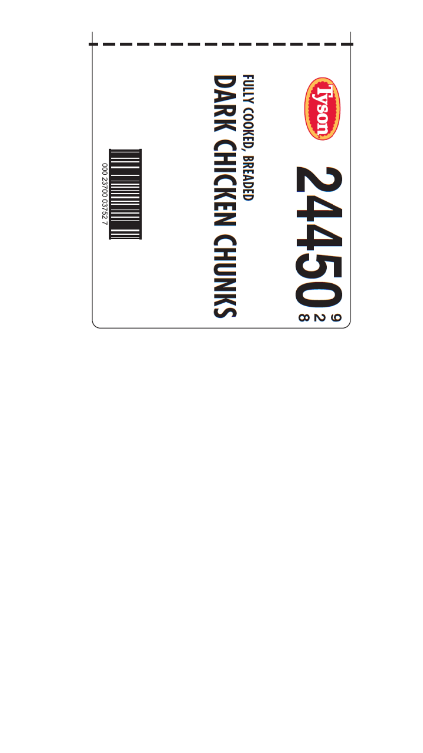Tyson

24450 928

FULLY COOKED, BREADED

# DARK CHICKEN CHUNKS

000 23700 03752 7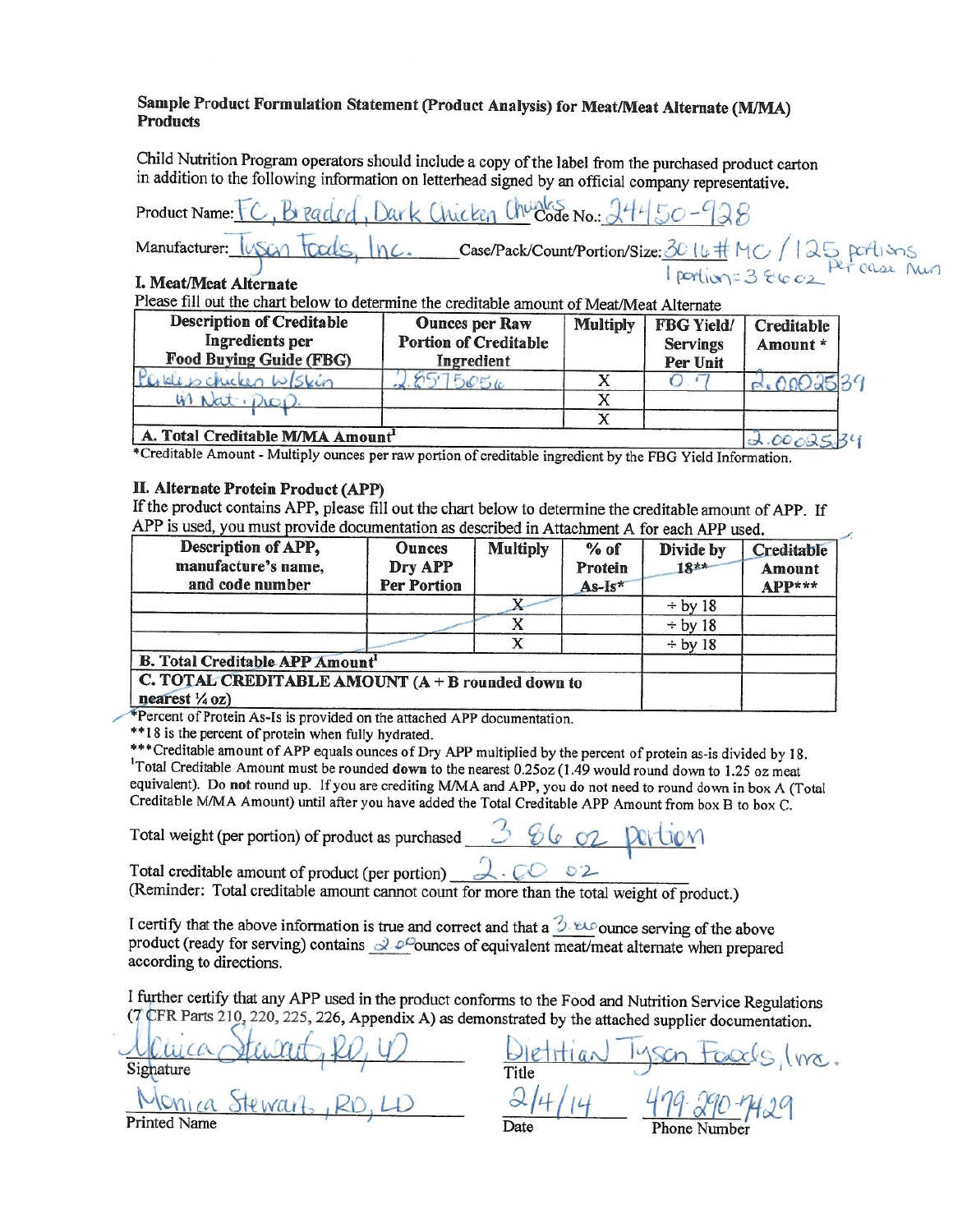**Sample Product Formulation Statement (Product Analysis) for Meat/Meat Alternate (M/MA) Products**

Child Nutrition Program operators should include a copy of the label from the purchased product carton in addition to the following information on letterhead signed by an official company representative.

Product Name: FC, Breaded, Dark Chicken Chunks Code No.: 24450-928

Manufacturer: Tyson Foods, Inc. Case/Pack/Count/Portion/Size: 30 lb # MC / 125 portions per case Min

1 portion = 3.86 oz

**I. Meat/Meat Alternate**

Please fill out the chart below to determine the creditable amount of Meat/Meat Alternate

| Description of Creditable Ingredients per Food Buying Guide (FBG) | Ounces per Raw Portion of Creditable Ingredient | Multiply | FBG Yield/ Servings Per Unit | Creditable Amount * |
|---|---|---|---|---|
| Boneless chicken w/skin w/ Nat. prop. | 2.857505(6) | X | 0.7 | 2.0002539 |
| | | X | | |
| | | X | | |
| **A. Total Creditable M/MA Amount**[1] | | | | 2.0002539 |

*Creditable Amount - Multiply ounces per raw portion of creditable ingredient by the FBG Yield Information.

**II. Alternate Protein Product (APP)**

If the product contains APP, please fill out the chart below to determine the creditable amount of APP. If APP is used, you must provide documentation as described in Attachment A for each APP used.

| Description of APP, manufacture's name, and code number | Ounces Dry APP Per Portion | Multiply | % of Protein As-Is* | Divide by 18** | Creditable Amount APP*** |
|---|---|---|---|---|---|
| | | X | | ÷ by 18 | |
| | | X | | ÷ by 18 | |
| | | X | | ÷ by 18 | |
| **B. Total Creditable APP Amount**[1] | | | | | |
| **C. TOTAL CREDITABLE AMOUNT (A + B rounded down to nearest ¼ oz)** | | | | | |

*Percent of Protein As-Is is provided on the attached APP documentation.

**18 is the percent of protein when fully hydrated.

***Creditable amount of APP equals ounces of Dry APP multiplied by the percent of protein as-is divided by 18.

[1]Total Creditable Amount must be rounded **down** to the nearest 0.25oz (1.49 would round down to 1.25 oz meat equivalent). Do **not** round up. If you are crediting M/MA and APP, you do not need to round down in box A (Total Creditable M/MA Amount) until after you have added the Total Creditable APP Amount from box B to box C.

Total weight (per portion) of product as purchased 3.86 oz portion

Total creditable amount of product (per portion) 2.00 oz

(Reminder: Total creditable amount cannot count for more than the total weight of product.)

I certify that the above information is true and correct and that a 3.86 ounce serving of the above product (ready for serving) contains 2.00 ounces of equivalent meat/meat alternate when prepared according to directions.

I further certify that any APP used in the product conforms to the Food and Nutrition Service Regulations (7 CFR Parts 210, 220, 225, 226, Appendix A) as demonstrated by the attached supplier documentation.

| | |
|---|---|
| Monica Stewart, RD, LD | Dietitian Tyson Foods, Inc. |
| Signature | Title |
| Monica Stewart, RD, LD | 2/4/14 479-290-7429 |
| Printed Name | Date Phone Number |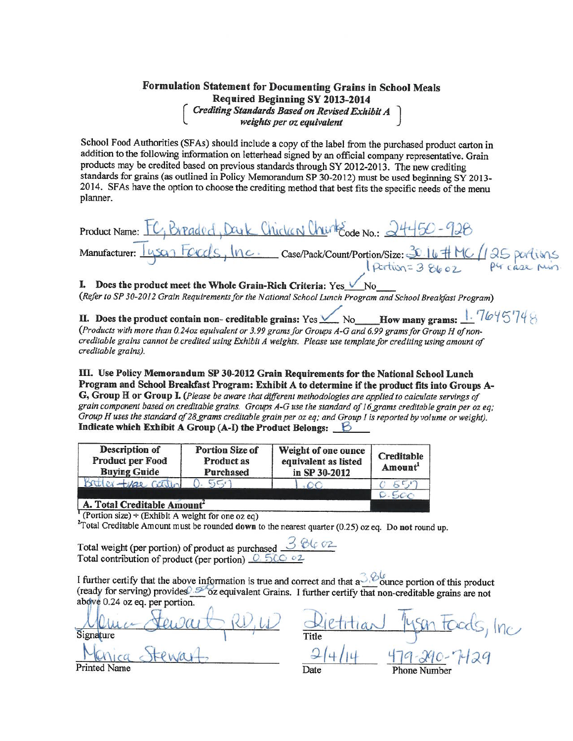**Formulation Statement for Documenting Grains in School Meals**
**Required Beginning SY 2013-2014**
***Crediting Standards Based on Revised Exhibit A weights per oz equivalent***

School Food Authorities (SFAs) should include a copy of the label from the purchased product carton in addition to the following information on letterhead signed by an official company representative. Grain products may be credited based on previous standards through SY 2012-2013. The new crediting standards for grains (as outlined in Policy Memorandum SP 30-2012) must be used beginning SY 2013-2014. SFAs have the option to choose the crediting method that best fits the specific needs of the menu planner.

Product Name: FC, Breaded, Dark Chicken Chunks Code No.: 24450-928

Manufacturer: Tyson Foods, Inc. Case/Pack/Count/Portion/Size: 30.16 # MC / 125 portions per case min. 1 portion = 3.86 oz

**I. Does the product meet the Whole Grain-Rich Criteria:** Yes ✓ No___
*(Refer to SP 30-2012 Grain Requirements for the National School Lunch Program and School Breakfast Program)*

**II. Does the product contain non- creditable grains:** Yes ✓ No___ **How many grams:** 1.7645748
*(Products with more than 0.24oz equivalent or 3.99 grams for Groups A-G and 6.99 grams for Group H of non-creditable grains cannot be credited using Exhibit A weights. Please use template for crediting using amount of creditable grains).*

**III. Use Policy Memorandum SP 30-2012 Grain Requirements for the National School Lunch Program and School Breakfast Program: Exhibit A to determine if the product fits into Groups A-G, Group H or Group I.** *(Please be aware that different methodologies are applied to calculate servings of grain component based on creditable grains. Groups A-G use the standard of 16 grams creditable grain per oz eq; Group H uses the standard of 28 grams creditable grain per oz eq; and Group I is reported by volume or weight).*
**Indicate which Exhibit A Group (A-I) the Product Belongs:** B

| Description of Product per Food Buying Guide | Portion Size of Product as Purchased | Weight of one ounce equivalent as listed in SP 30-2012 | Creditable Amount[1] |
|---|---|---|---|
| Batter-type coating | 0.557 | 1.00 | 0.557 |
| | | | 0.500 |
| **A. Total Creditable Amount**[2] | | | |

[1] (Portion size) ÷ (Exhibit A weight for one oz eq)
[2] Total Creditable Amount must be rounded **down** to the nearest quarter (0.25) oz eq. Do **not** round up.

Total weight (per portion) of product as purchased 3.86 oz
Total contribution of product (per portion) 0.500 oz

I further certify that the above information is true and correct and that a 3.86 ounce portion of this product (ready for serving) provides 0.50 oz equivalent Grains. I further certify that non-creditable grains are not above 0.24 oz eq. per portion.

Monica Stewart, RD, LD
Signature

Dietitian Tyson Foods, Inc
Title

Monica Stewart
Printed Name

2/4/14
Date

479-290-7429
Phone Number